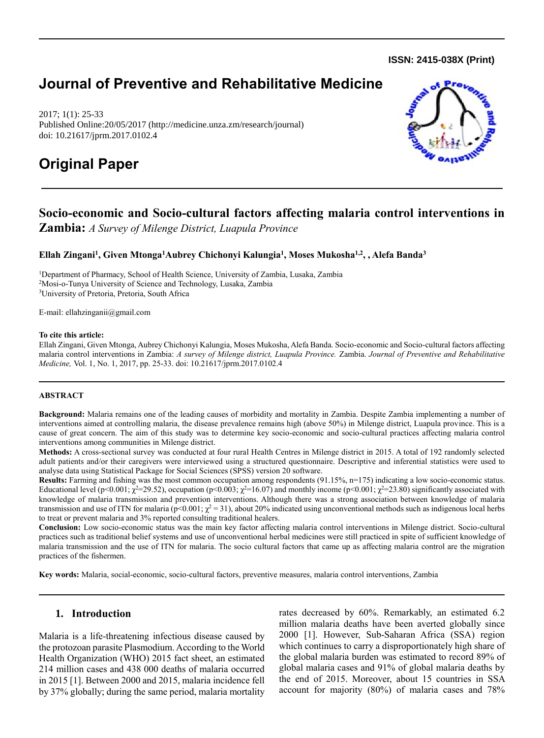**ISSN: 2415-038X (Print)**

# Journal of Preventive and Rehabilitative Medicine

2017; 1(1): 25-33
Published Online:20/05/2017 (http://medicine.unza.zm/research/journal)
doi: 10.21617/jprm.2017.0102.4

# Original Paper

## Socio-economic and Socio-cultural factors affecting malaria control interventions in Zambia: *A Survey of Milenge District, Luapula Province*

**Ellah Zingani[1], Given Mtonga[1]Aubrey Chichonyi Kalungia[1], Moses Mukosha[1,2], , Alefa Banda[3]**

[1]Department of Pharmacy, School of Health Science, University of Zambia, Lusaka, Zambia
[2]Mosi-o-Tunya University of Science and Technology, Lusaka, Zambia
[3]University of Pretoria, Pretoria, South Africa

E-mail: ellahzinganii@gmail.com

**To cite this article:**
Ellah Zingani, Given Mtonga, Aubrey Chichonyi Kalungia, Moses Mukosha, Alefa Banda. Socio-economic and Socio-cultural factors affecting malaria control interventions in Zambia: *A survey of Milenge district, Luapula Province.* Zambia. *Journal of Preventive and Rehabilitative Medicine,* Vol. 1, No. 1, 2017, pp. 25-33. doi: 10.21617/jprm.2017.0102.4

**ABSTRACT**

**Background:** Malaria remains one of the leading causes of morbidity and mortality in Zambia. Despite Zambia implementing a number of interventions aimed at controlling malaria, the disease prevalence remains high (above 50%) in Milenge district, Luapula province. This is a cause of great concern. The aim of this study was to determine key socio-economic and socio-cultural practices affecting malaria control interventions among communities in Milenge district.

**Methods:** A cross-sectional survey was conducted at four rural Health Centres in Milenge district in 2015. A total of 192 randomly selected adult patients and/or their caregivers were interviewed using a structured questionnaire. Descriptive and inferential statistics were used to analyse data using Statistical Package for Social Sciences (SPSS) version 20 software.

**Results:** Farming and fishing was the most common occupation among respondents (91.15%, n=175) indicating a low socio-economic status. Educational level ($p<0.001$; $\chi^2=29.52$), occupation ($p<0.003$; $\chi^2=16.07$) and monthly income ($p<0.001$; $\chi^2=23.80$) significantly associated with knowledge of malaria transmission and prevention interventions. Although there was a strong association between knowledge of malaria transmission and use of ITN for malaria ($p<0.001$; $\chi^2 = 31$), about 20% indicated using unconventional methods such as indigenous local herbs to treat or prevent malaria and 3% reported consulting traditional healers.

**Conclusion:** Low socio-economic status was the main key factor affecting malaria control interventions in Milenge district. Socio-cultural practices such as traditional belief systems and use of unconventional herbal medicines were still practiced in spite of sufficient knowledge of malaria transmission and the use of ITN for malaria. The socio cultural factors that came up as affecting malaria control are the migration practices of the fishermen.

**Key words:** Malaria, social-economic, socio-cultural factors, preventive measures, malaria control interventions, Zambia

## 1. Introduction

Malaria is a life-threatening infectious disease caused by the protozoan parasite Plasmodium. According to the World Health Organization (WHO) 2015 fact sheet, an estimated 214 million cases and 438 000 deaths of malaria occurred in 2015 [1]. Between 2000 and 2015, malaria incidence fell by 37% globally; during the same period, malaria mortality rates decreased by 60%. Remarkably, an estimated 6.2 million malaria deaths have been averted globally since 2000 [1]. However, Sub-Saharan Africa (SSA) region which continues to carry a disproportionately high share of the global malaria burden was estimated to record 89% of global malaria cases and 91% of global malaria deaths by the end of 2015. Moreover, about 15 countries in SSA account for majority (80%) of malaria cases and 78%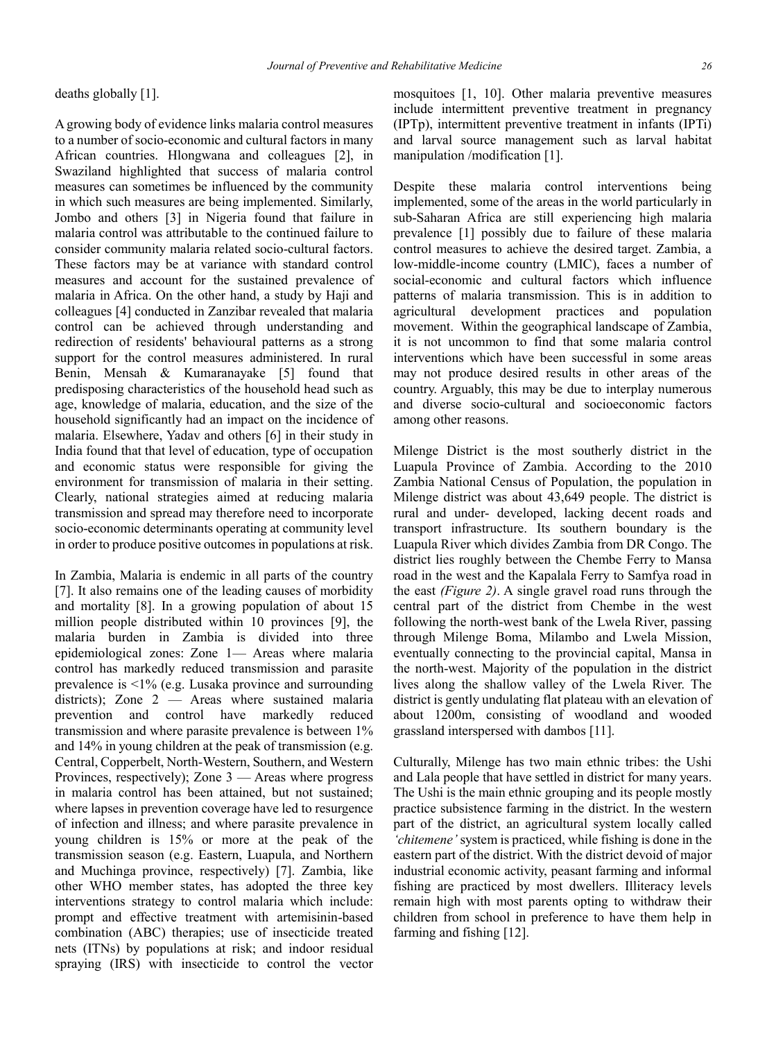deaths globally [1].

A growing body of evidence links malaria control measures to a number of socio-economic and cultural factors in many African countries. Hlongwana and colleagues [2], in Swaziland highlighted that success of malaria control measures can sometimes be influenced by the community in which such measures are being implemented. Similarly, Jombo and others [3] in Nigeria found that failure in malaria control was attributable to the continued failure to consider community malaria related socio-cultural factors. These factors may be at variance with standard control measures and account for the sustained prevalence of malaria in Africa. On the other hand, a study by Haji and colleagues [4] conducted in Zanzibar revealed that malaria control can be achieved through understanding and redirection of residents' behavioural patterns as a strong support for the control measures administered. In rural Benin, Mensah & Kumaranayake [5] found that predisposing characteristics of the household head such as age, knowledge of malaria, education, and the size of the household significantly had an impact on the incidence of malaria. Elsewhere, Yadav and others [6] in their study in India found that that level of education, type of occupation and economic status were responsible for giving the environment for transmission of malaria in their setting. Clearly, national strategies aimed at reducing malaria transmission and spread may therefore need to incorporate socio-economic determinants operating at community level in order to produce positive outcomes in populations at risk.

In Zambia, Malaria is endemic in all parts of the country [7]. It also remains one of the leading causes of morbidity and mortality [8]. In a growing population of about 15 million people distributed within 10 provinces [9], the malaria burden in Zambia is divided into three epidemiological zones: Zone 1— Areas where malaria control has markedly reduced transmission and parasite prevalence is <1% (e.g. Lusaka province and surrounding districts); Zone 2 — Areas where sustained malaria prevention and control have markedly reduced transmission and where parasite prevalence is between 1% and 14% in young children at the peak of transmission (e.g. Central, Copperbelt, North-Western, Southern, and Western Provinces, respectively); Zone 3 — Areas where progress in malaria control has been attained, but not sustained; where lapses in prevention coverage have led to resurgence of infection and illness; and where parasite prevalence in young children is 15% or more at the peak of the transmission season (e.g. Eastern, Luapula, and Northern and Muchinga province, respectively) [7]. Zambia, like other WHO member states, has adopted the three key interventions strategy to control malaria which include: prompt and effective treatment with artemisinin-based combination (ABC) therapies; use of insecticide treated nets (ITNs) by populations at risk; and indoor residual spraying (IRS) with insecticide to control the vector mosquitoes [1, 10]. Other malaria preventive measures include intermittent preventive treatment in pregnancy (IPTp), intermittent preventive treatment in infants (IPTi) and larval source management such as larval habitat manipulation /modification [1].

Despite these malaria control interventions being implemented, some of the areas in the world particularly in sub-Saharan Africa are still experiencing high malaria prevalence [1] possibly due to failure of these malaria control measures to achieve the desired target. Zambia, a low-middle-income country (LMIC), faces a number of social-economic and cultural factors which influence patterns of malaria transmission. This is in addition to agricultural development practices and population movement. Within the geographical landscape of Zambia, it is not uncommon to find that some malaria control interventions which have been successful in some areas may not produce desired results in other areas of the country. Arguably, this may be due to interplay numerous and diverse socio-cultural and socioeconomic factors among other reasons.

Milenge District is the most southerly district in the Luapula Province of Zambia. According to the 2010 Zambia National Census of Population, the population in Milenge district was about 43,649 people. The district is rural and under- developed, lacking decent roads and transport infrastructure. Its southern boundary is the Luapula River which divides Zambia from DR Congo. The district lies roughly between the Chembe Ferry to Mansa road in the west and the Kapalala Ferry to Samfya road in the east *(Figure 2)*. A single gravel road runs through the central part of the district from Chembe in the west following the north-west bank of the Lwela River, passing through Milenge Boma, Milambo and Lwela Mission, eventually connecting to the provincial capital, Mansa in the north-west. Majority of the population in the district lives along the shallow valley of the Lwela River. The district is gently undulating flat plateau with an elevation of about 1200m, consisting of woodland and wooded grassland interspersed with dambos [11].

Culturally, Milenge has two main ethnic tribes: the Ushi and Lala people that have settled in district for many years. The Ushi is the main ethnic grouping and its people mostly practice subsistence farming in the district. In the western part of the district, an agricultural system locally called *'chitemene'* system is practiced, while fishing is done in the eastern part of the district. With the district devoid of major industrial economic activity, peasant farming and informal fishing are practiced by most dwellers. Illiteracy levels remain high with most parents opting to withdraw their children from school in preference to have them help in farming and fishing [12].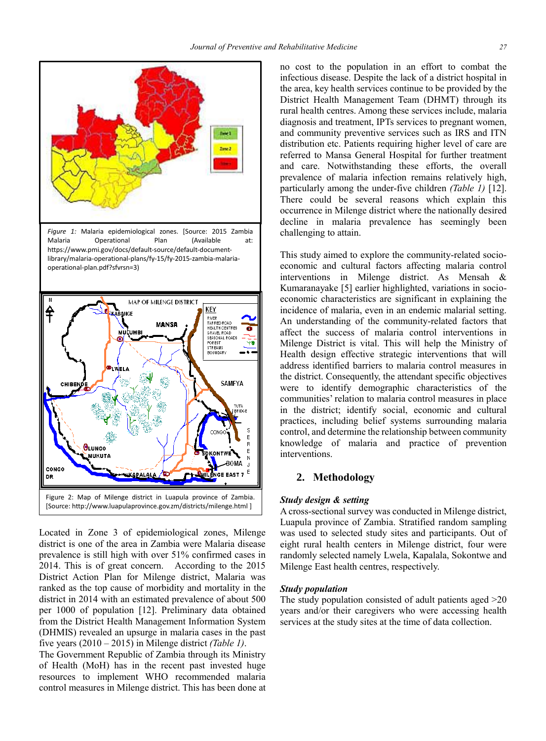Figure 1: Malaria epidemiological zones. [Source: 2015 Zambia Malaria Operational Plan (Available at: https://www.pmi.gov/docs/default-source/default-document-library/malaria-operational-plans/fy-15/fy-2015-zambia-malaria-operational-plan.pdf?sfvrsn=3)

Figure 2: Map of Milenge district in Luapula province of Zambia. [Source: http://www.luapulaprovince.gov.zm/districts/milenge.html ]

Located in Zone 3 of epidemiological zones, Milenge district is one of the area in Zambia were Malaria disease prevalence is still high with over 51% confirmed cases in 2014. This is of great concern. According to the 2015 District Action Plan for Milenge district, Malaria was ranked as the top cause of morbidity and mortality in the district in 2014 with an estimated prevalence of about 500 per 1000 of population [12]. Preliminary data obtained from the District Health Management Information System (DHMIS) revealed an upsurge in malaria cases in the past five years (2010 – 2015) in Milenge district *(Table 1)*.

The Government Republic of Zambia through its Ministry of Health (MoH) has in the recent past invested huge resources to implement WHO recommended malaria control measures in Milenge district. This has been done at no cost to the population in an effort to combat the infectious disease. Despite the lack of a district hospital in the area, key health services continue to be provided by the District Health Management Team (DHMT) through its rural health centres. Among these services include, malaria diagnosis and treatment, IPTs services to pregnant women, and community preventive services such as IRS and ITN distribution etc. Patients requiring higher level of care are referred to Mansa General Hospital for further treatment and care. Notwithstanding these efforts, the overall prevalence of malaria infection remains relatively high, particularly among the under-five children *(Table 1)* [12]. There could be several reasons which explain this occurrence in Milenge district where the nationally desired decline in malaria prevalence has seemingly been challenging to attain.

This study aimed to explore the community-related socio-economic and cultural factors affecting malaria control interventions in Milenge district. As Mensah & Kumaranayake [5] earlier highlighted, variations in socio-economic characteristics are significant in explaining the incidence of malaria, even in an endemic malarial setting. An understanding of the community-related factors that affect the success of malaria control interventions in Milenge District is vital. This will help the Ministry of Health design effective strategic interventions that will address identified barriers to malaria control measures in the district. Consequently, the attendant specific objectives were to identify demographic characteristics of the communities' relation to malaria control measures in place in the district; identify social, economic and cultural practices, including belief systems surrounding malaria control, and determine the relationship between community knowledge of malaria and practice of prevention interventions.

## 2. Methodology

### *Study design & setting*

A cross-sectional survey was conducted in Milenge district, Luapula province of Zambia. Stratified random sampling was used to selected study sites and participants. Out of eight rural health centers in Milenge district, four were randomly selected namely Lwela, Kapalala, Sokontwe and Milenge East health centres, respectively.

### *Study population*

The study population consisted of adult patients aged >20 years and/or their caregivers who were accessing health services at the study sites at the time of data collection.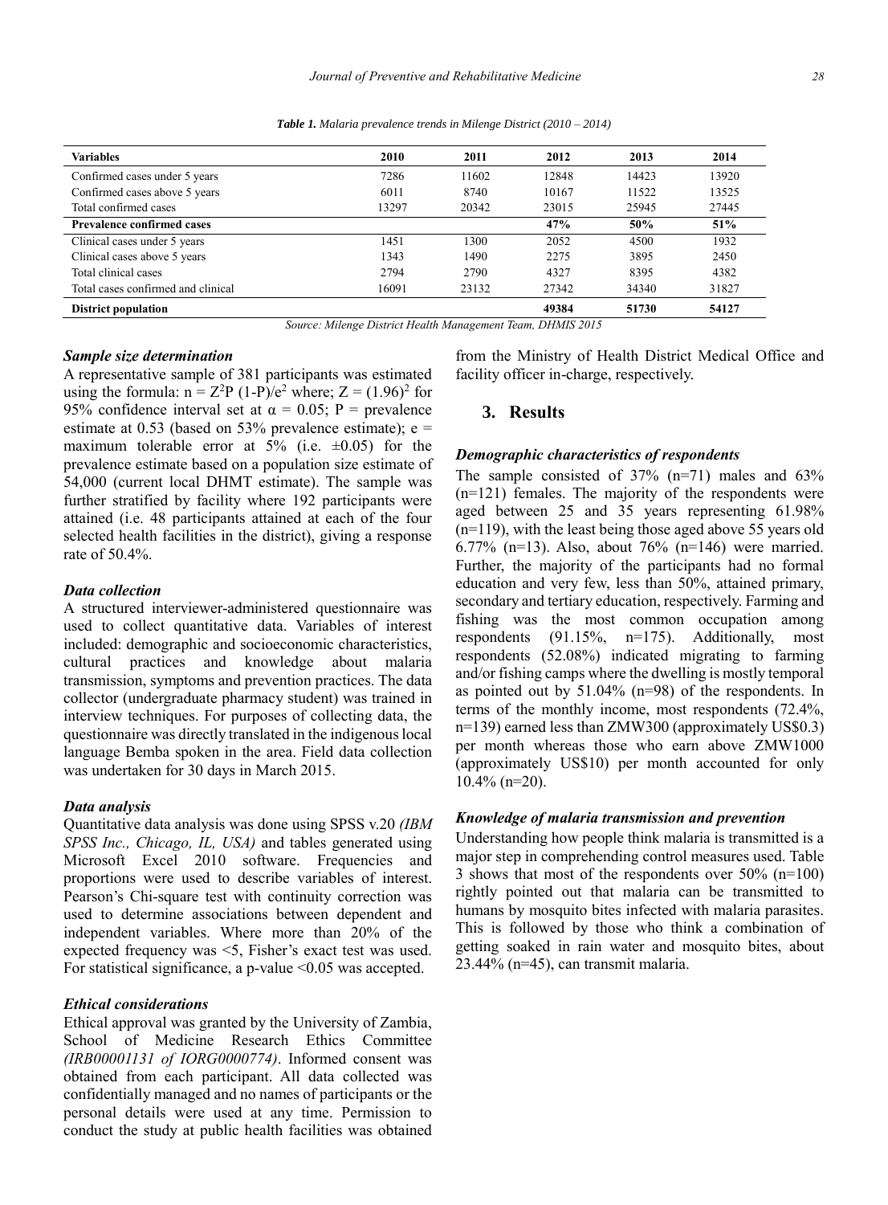*Table 1. Malaria prevalence trends in Milenge District (2010 – 2014)*

| Variables | 2010 | 2011 | 2012 | 2013 | 2014 |
|---|---|---|---|---|---|
| Confirmed cases under 5 years | 7286 | 11602 | 12848 | 14423 | 13920 |
| Confirmed cases above 5 years | 6011 | 8740 | 10167 | 11522 | 13525 |
| Total confirmed cases | 13297 | 20342 | 23015 | 25945 | 27445 |
| **Prevalence confirmed cases** | | | **47%** | **50%** | **51%** |
| Clinical cases under 5 years | 1451 | 1300 | 2052 | 4500 | 1932 |
| Clinical cases above 5 years | 1343 | 1490 | 2275 | 3895 | 2450 |
| Total clinical cases | 2794 | 2790 | 4327 | 8395 | 4382 |
| Total cases confirmed and clinical | 16091 | 23132 | 27342 | 34340 | 31827 |
| **District population** | | | **49384** | **51730** | **54127** |

*Source: Milenge District Health Management Team, DHMIS 2015*

### *Sample size determination*

A representative sample of 381 participants was estimated using the formula: $n = Z^2P(1-P)/e^2$ where; $Z = (1.96)^2$ for 95% confidence interval set at $\alpha = 0.05$; P = prevalence estimate at 0.53 (based on 53% prevalence estimate); e = maximum tolerable error at 5% (i.e. ±0.05) for the prevalence estimate based on a population size estimate of 54,000 (current local DHMT estimate). The sample was further stratified by facility where 192 participants were attained (i.e. 48 participants attained at each of the four selected health facilities in the district), giving a response rate of 50.4%.

### *Data collection*

A structured interviewer-administered questionnaire was used to collect quantitative data. Variables of interest included: demographic and socioeconomic characteristics, cultural practices and knowledge about malaria transmission, symptoms and prevention practices. The data collector (undergraduate pharmacy student) was trained in interview techniques. For purposes of collecting data, the questionnaire was directly translated in the indigenous local language Bemba spoken in the area. Field data collection was undertaken for 30 days in March 2015.

### *Data analysis*

Quantitative data analysis was done using SPSS v.20 *(IBM SPSS Inc., Chicago, IL, USA)* and tables generated using Microsoft Excel 2010 software. Frequencies and proportions were used to describe variables of interest. Pearson's Chi-square test with continuity correction was used to determine associations between dependent and independent variables. Where more than 20% of the expected frequency was <5, Fisher's exact test was used. For statistical significance, a p-value <0.05 was accepted.

### *Ethical considerations*

Ethical approval was granted by the University of Zambia, School of Medicine Research Ethics Committee *(IRB00001131 of IORG0000774)*. Informed consent was obtained from each participant. All data collected was confidentially managed and no names of participants or the personal details were used at any time. Permission to conduct the study at public health facilities was obtained from the Ministry of Health District Medical Office and facility officer in-charge, respectively.

## 3. Results

### *Demographic characteristics of respondents*

The sample consisted of 37% (n=71) males and 63% (n=121) females. The majority of the respondents were aged between 25 and 35 years representing 61.98% (n=119), with the least being those aged above 55 years old 6.77% (n=13). Also, about 76% (n=146) were married. Further, the majority of the participants had no formal education and very few, less than 50%, attained primary, secondary and tertiary education, respectively. Farming and fishing was the most common occupation among respondents (91.15%, n=175). Additionally, most respondents (52.08%) indicated migrating to farming and/or fishing camps where the dwelling is mostly temporal as pointed out by 51.04% (n=98) of the respondents. In terms of the monthly income, most respondents (72.4%, n=139) earned less than ZMW300 (approximately US$0.3) per month whereas those who earn above ZMW1000 (approximately US$10) per month accounted for only 10.4% (n=20).

### *Knowledge of malaria transmission and prevention*

Understanding how people think malaria is transmitted is a major step in comprehending control measures used. Table 3 shows that most of the respondents over 50% (n=100) rightly pointed out that malaria can be transmitted to humans by mosquito bites infected with malaria parasites. This is followed by those who think a combination of getting soaked in rain water and mosquito bites, about 23.44% (n=45), can transmit malaria.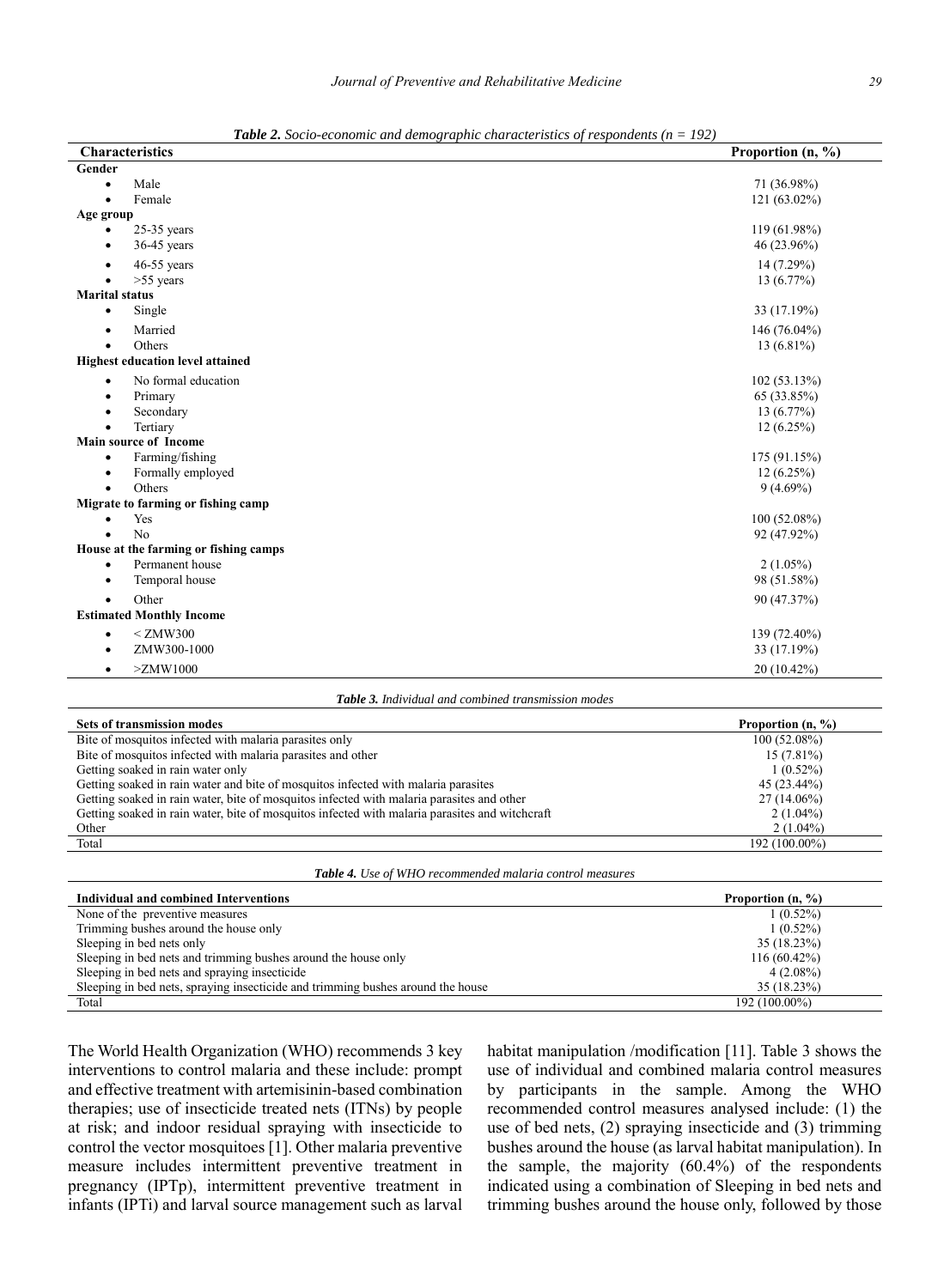***Table 2.** Socio-economic and demographic characteristics of respondents (n = 192)*

| Characteristics | Proportion (n, %) |
|---|---|
| **Gender** | |
| • Male | 71 (36.98%) |
| • Female | 121 (63.02%) |
| **Age group** | |
| • 25-35 years | 119 (61.98%) |
| • 36-45 years | 46 (23.96%) |
| • 46-55 years | 14 (7.29%) |
| • >55 years | 13 (6.77%) |
| **Marital status** | |
| • Single | 33 (17.19%) |
| • Married | 146 (76.04%) |
| • Others | 13 (6.81%) |
| **Highest education level attained** | |
| • No formal education | 102 (53.13%) |
| • Primary | 65 (33.85%) |
| • Secondary | 13 (6.77%) |
| • Tertiary | 12 (6.25%) |
| **Main source of Income** | |
| • Farming/fishing | 175 (91.15%) |
| • Formally employed | 12 (6.25%) |
| • Others | 9 (4.69%) |
| **Migrate to farming or fishing camp** | |
| • Yes | 100 (52.08%) |
| • No | 92 (47.92%) |
| **House at the farming or fishing camps** | |
| • Permanent house | 2 (1.05%) |
| • Temporal house | 98 (51.58%) |
| • Other | 90 (47.37%) |
| **Estimated Monthly Income** | |
| • < ZMW300 | 139 (72.40%) |
| • ZMW300-1000 | 33 (17.19%) |
| • >ZMW1000 | 20 (10.42%) |

***Table 3.** Individual and combined transmission modes*

| Sets of transmission modes | Proportion (n, %) |
|---|---|
| Bite of mosquitos infected with malaria parasites only | 100 (52.08%) |
| Bite of mosquitos infected with malaria parasites and other | 15 (7.81%) |
| Getting soaked in rain water only | 1 (0.52%) |
| Getting soaked in rain water and bite of mosquitos infected with malaria parasites | 45 (23.44%) |
| Getting soaked in rain water, bite of mosquitos infected with malaria parasites and other | 27 (14.06%) |
| Getting soaked in rain water, bite of mosquitos infected with malaria parasites and witchcraft | 2 (1.04%) |
| Other | 2 (1.04%) |
| Total | 192 (100.00%) |

***Table 4.** Use of WHO recommended malaria control measures*

| Individual and combined Interventions | Proportion (n, %) |
|---|---|
| None of the preventive measures | 1 (0.52%) |
| Trimming bushes around the house only | 1 (0.52%) |
| Sleeping in bed nets only | 35 (18.23%) |
| Sleeping in bed nets and trimming bushes around the house only | 116 (60.42%) |
| Sleeping in bed nets and spraying insecticide | 4 (2.08%) |
| Sleeping in bed nets, spraying insecticide and trimming bushes around the house | 35 (18.23%) |
| Total | 192 (100.00%) |

The World Health Organization (WHO) recommends 3 key interventions to control malaria and these include: prompt and effective treatment with artemisinin-based combination therapies; use of insecticide treated nets (ITNs) by people at risk; and indoor residual spraying with insecticide to control the vector mosquitoes [1]. Other malaria preventive measure includes intermittent preventive treatment in pregnancy (IPTp), intermittent preventive treatment in infants (IPTi) and larval source management such as larval habitat manipulation /modification [11]. Table 3 shows the use of individual and combined malaria control measures by participants in the sample. Among the WHO recommended control measures analysed include: (1) the use of bed nets, (2) spraying insecticide and (3) trimming bushes around the house (as larval habitat manipulation). In the sample, the majority (60.4%) of the respondents indicated using a combination of Sleeping in bed nets and trimming bushes around the house only, followed by those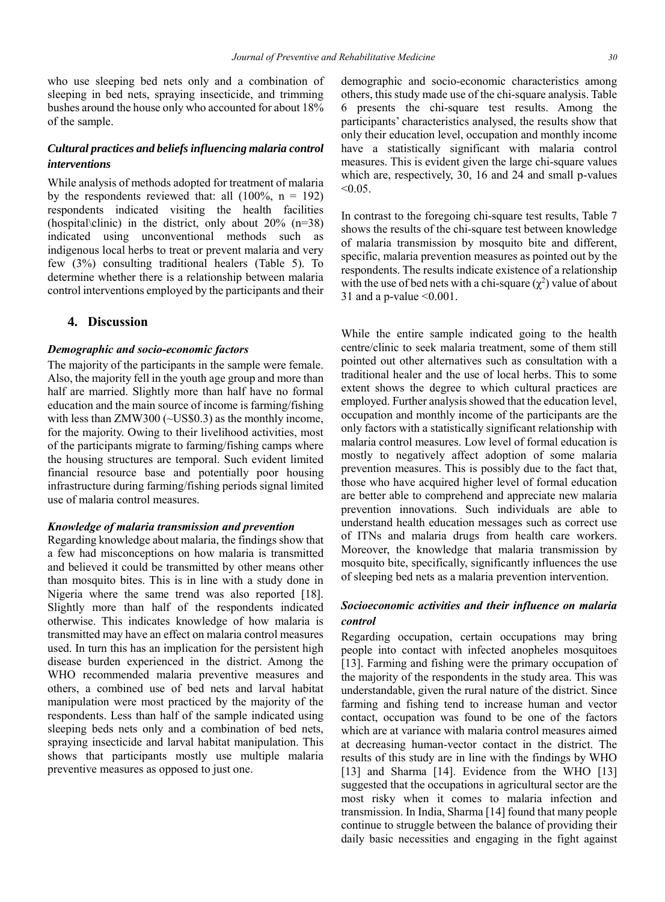who use sleeping bed nets only and a combination of sleeping in bed nets, spraying insecticide, and trimming bushes around the house only who accounted for about 18% of the sample.

### *Cultural practices and beliefs influencing malaria control interventions*

While analysis of methods adopted for treatment of malaria by the respondents reviewed that: all (100%, n = 192) respondents indicated visiting the health facilities (hospital\clinic) in the district, only about 20% (n=38) indicated using unconventional methods such as indigenous local herbs to treat or prevent malaria and very few (3%) consulting traditional healers (Table 5). To determine whether there is a relationship between malaria control interventions employed by the participants and their demographic and socio-economic characteristics among others, this study made use of the chi-square analysis. Table 6 presents the chi-square test results. Among the participants' characteristics analysed, the results show that only their education level, occupation and monthly income have a statistically significant with malaria control measures. This is evident given the large chi-square values which are, respectively, 30, 16 and 24 and small p-values <0.05.

In contrast to the foregoing chi-square test results, Table 7 shows the results of the chi-square test between knowledge of malaria transmission by mosquito bite and different, specific, malaria prevention measures as pointed out by the respondents. The results indicate existence of a relationship with the use of bed nets with a chi-square ($\chi^2$) value of about 31 and a p-value <0.001.

## 4. Discussion

### *Demographic and socio-economic factors*

The majority of the participants in the sample were female. Also, the majority fell in the youth age group and more than half are married. Slightly more than half have no formal education and the main source of income is farming/fishing with less than ZMW300 (~US$0.3) as the monthly income, for the majority. Owing to their livelihood activities, most of the participants migrate to farming/fishing camps where the housing structures are temporal. Such evident limited financial resource base and potentially poor housing infrastructure during farming/fishing periods signal limited use of malaria control measures.

### *Knowledge of malaria transmission and prevention*

Regarding knowledge about malaria, the findings show that a few had misconceptions on how malaria is transmitted and believed it could be transmitted by other means other than mosquito bites. This is in line with a study done in Nigeria where the same trend was also reported [18]. Slightly more than half of the respondents indicated otherwise. This indicates knowledge of how malaria is transmitted may have an effect on malaria control measures used. In turn this has an implication for the persistent high disease burden experienced in the district. Among the WHO recommended malaria preventive measures and others, a combined use of bed nets and larval habitat manipulation were most practiced by the majority of the respondents. Less than half of the sample indicated using sleeping beds nets only and a combination of bed nets, spraying insecticide and larval habitat manipulation. This shows that participants mostly use multiple malaria preventive measures as opposed to just one.

While the entire sample indicated going to the health centre/clinic to seek malaria treatment, some of them still pointed out other alternatives such as consultation with a traditional healer and the use of local herbs. This to some extent shows the degree to which cultural practices are employed. Further analysis showed that the education level, occupation and monthly income of the participants are the only factors with a statistically significant relationship with malaria control measures. Low level of formal education is mostly to negatively affect adoption of some malaria prevention measures. This is possibly due to the fact that, those who have acquired higher level of formal education are better able to comprehend and appreciate new malaria prevention innovations. Such individuals are able to understand health education messages such as correct use of ITNs and malaria drugs from health care workers. Moreover, the knowledge that malaria transmission by mosquito bite, specifically, significantly influences the use of sleeping bed nets as a malaria prevention intervention.

### *Socioeconomic activities and their influence on malaria control*

Regarding occupation, certain occupations may bring people into contact with infected anopheles mosquitoes [13]. Farming and fishing were the primary occupation of the majority of the respondents in the study area. This was understandable, given the rural nature of the district. Since farming and fishing tend to increase human and vector contact, occupation was found to be one of the factors which are at variance with malaria control measures aimed at decreasing human-vector contact in the district. The results of this study are in line with the findings by WHO [13] and Sharma [14]. Evidence from the WHO [13] suggested that the occupations in agricultural sector are the most risky when it comes to malaria infection and transmission. In India, Sharma [14] found that many people continue to struggle between the balance of providing their daily basic necessities and engaging in the fight against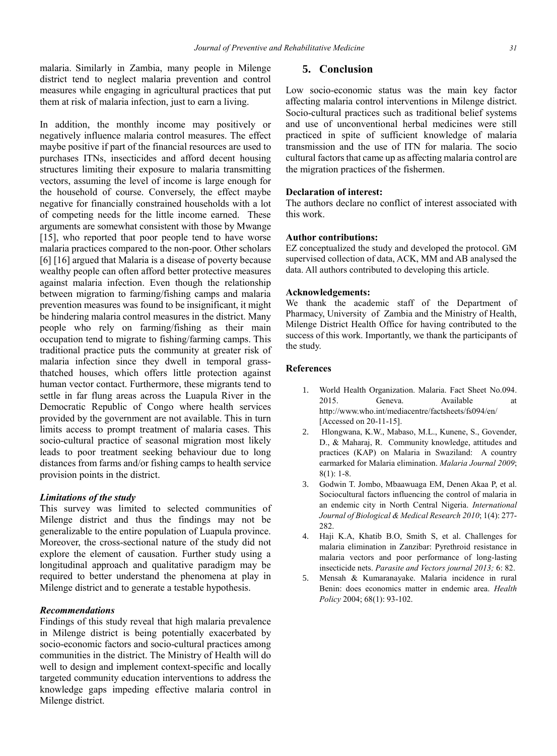malaria. Similarly in Zambia, many people in Milenge district tend to neglect malaria prevention and control measures while engaging in agricultural practices that put them at risk of malaria infection, just to earn a living.

In addition, the monthly income may positively or negatively influence malaria control measures. The effect maybe positive if part of the financial resources are used to purchases ITNs, insecticides and afford decent housing structures limiting their exposure to malaria transmitting vectors, assuming the level of income is large enough for the household of course. Conversely, the effect maybe negative for financially constrained households with a lot of competing needs for the little income earned. These arguments are somewhat consistent with those by Mwange [15], who reported that poor people tend to have worse malaria practices compared to the non-poor. Other scholars [6] [16] argued that Malaria is a disease of poverty because wealthy people can often afford better protective measures against malaria infection. Even though the relationship between migration to farming/fishing camps and malaria prevention measures was found to be insignificant, it might be hindering malaria control measures in the district. Many people who rely on farming/fishing as their main occupation tend to migrate to fishing/farming camps. This traditional practice puts the community at greater risk of malaria infection since they dwell in temporal grass-thatched houses, which offers little protection against human vector contact. Furthermore, these migrants tend to settle in far flung areas across the Luapula River in the Democratic Republic of Congo where health services provided by the government are not available. This in turn limits access to prompt treatment of malaria cases. This socio-cultural practice of seasonal migration most likely leads to poor treatment seeking behaviour due to long distances from farms and/or fishing camps to health service provision points in the district.

### *Limitations of the study*

This survey was limited to selected communities of Milenge district and thus the findings may not be generalizable to the entire population of Luapula province. Moreover, the cross-sectional nature of the study did not explore the element of causation. Further study using a longitudinal approach and qualitative paradigm may be required to better understand the phenomena at play in Milenge district and to generate a testable hypothesis.

### *Recommendations*

Findings of this study reveal that high malaria prevalence in Milenge district is being potentially exacerbated by socio-economic factors and socio-cultural practices among communities in the district. The Ministry of Health will do well to design and implement context-specific and locally targeted community education interventions to address the knowledge gaps impeding effective malaria control in Milenge district.

## 5. Conclusion

Low socio-economic status was the main key factor affecting malaria control interventions in Milenge district. Socio-cultural practices such as traditional belief systems and use of unconventional herbal medicines were still practiced in spite of sufficient knowledge of malaria transmission and the use of ITN for malaria. The socio cultural factors that came up as affecting malaria control are the migration practices of the fishermen.

### Declaration of interest:

The authors declare no conflict of interest associated with this work.

### Author contributions:

EZ conceptualized the study and developed the protocol. GM supervised collection of data, ACK, MM and AB analysed the data. All authors contributed to developing this article.

### Acknowledgements:

We thank the academic staff of the Department of Pharmacy, University of Zambia and the Ministry of Health, Milenge District Health Office for having contributed to the success of this work. Importantly, we thank the participants of the study.

### References

1. World Health Organization. Malaria. Fact Sheet No.094. 2015. Geneva. Available at http://www.who.int/mediacentre/factsheets/fs094/en/ [Accessed on 20-11-15].
2. Hlongwana, K.W., Mabaso, M.L., Kunene, S., Govender, D., & Maharaj, R. Community knowledge, attitudes and practices (KAP) on Malaria in Swaziland: A country earmarked for Malaria elimination. *Malaria Journal 2009*; 8(1): 1-8.
3. Godwin T. Jombo, Mbaawuaga EM, Denen Akaa P, et al. Sociocultural factors influencing the control of malaria in an endemic city in North Central Nigeria. *International Journal of Biological & Medical Research 2010*; 1(4): 277-282.
4. Haji K.A, Khatib B.O, Smith S, et al. Challenges for malaria elimination in Zanzibar: Pyrethroid resistance in malaria vectors and poor performance of long-lasting insecticide nets. *Parasite and Vectors journal 2013;* 6: 82.
5. Mensah & Kumaranayake. Malaria incidence in rural Benin: does economics matter in endemic area. *Health Policy* 2004; 68(1): 93-102.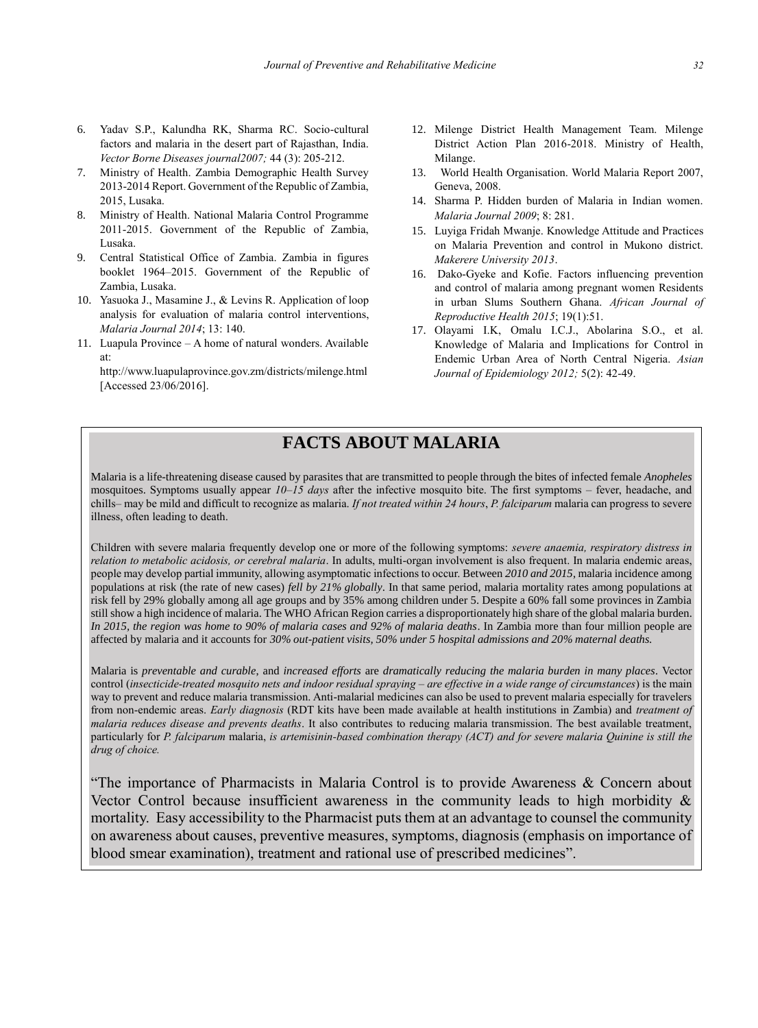6. Yadav S.P., Kalundha RK, Sharma RC. Socio-cultural factors and malaria in the desert part of Rajasthan, India. *Vector Borne Diseases journal2007;* 44 (3): 205-212.
7. Ministry of Health. Zambia Demographic Health Survey 2013-2014 Report. Government of the Republic of Zambia, 2015, Lusaka.
8. Ministry of Health. National Malaria Control Programme 2011-2015. Government of the Republic of Zambia, Lusaka.
9. Central Statistical Office of Zambia. Zambia in figures booklet 1964–2015. Government of the Republic of Zambia, Lusaka.
10. Yasuoka J., Masamine J., & Levins R. Application of loop analysis for evaluation of malaria control interventions, *Malaria Journal 2014*; 13: 140.
11. Luapula Province – A home of natural wonders. Available at: http://www.luapulaprovince.gov.zm/districts/milenge.html [Accessed 23/06/2016].
12. Milenge District Health Management Team. Milenge District Action Plan 2016-2018. Ministry of Health, Milange.
13. World Health Organisation. World Malaria Report 2007, Geneva, 2008.
14. Sharma P. Hidden burden of Malaria in Indian women. *Malaria Journal 2009*; 8: 281.
15. Luyiga Fridah Mwanje. Knowledge Attitude and Practices on Malaria Prevention and control in Mukono district. *Makerere University 2013*.
16. Dako-Gyeke and Kofie. Factors influencing prevention and control of malaria among pregnant women Residents in urban Slums Southern Ghana. *African Journal of Reproductive Health 2015*; 19(1):51.
17. Olayami I.K, Omalu I.C.J., Abolarina S.O., et al. Knowledge of Malaria and Implications for Control in Endemic Urban Area of North Central Nigeria. *Asian Journal of Epidemiology 2012;* 5(2): 42-49.

## FACTS ABOUT MALARIA

Malaria is a life-threatening disease caused by parasites that are transmitted to people through the bites of infected female *Anopheles* mosquitoes. Symptoms usually appear *10–15 days* after the infective mosquito bite. The first symptoms – fever, headache, and chills– may be mild and difficult to recognize as malaria. *If not treated within 24 hours*, *P. falciparum* malaria can progress to severe illness, often leading to death.

Children with severe malaria frequently develop one or more of the following symptoms: *severe anaemia, respiratory distress in relation to metabolic acidosis, or cerebral malaria*. In adults, multi-organ involvement is also frequent. In malaria endemic areas, people may develop partial immunity, allowing asymptomatic infections to occur. Between *2010 and 2015*, malaria incidence among populations at risk (the rate of new cases) *fell by 21% globally*. In that same period, malaria mortality rates among populations at risk fell by 29% globally among all age groups and by 35% among children under 5. Despite a 60% fall some provinces in Zambia still show a high incidence of malaria. The WHO African Region carries a disproportionately high share of the global malaria burden. *In 2015, the region was home to 90% of malaria cases and 92% of malaria deaths*. In Zambia more than four million people are affected by malaria and it accounts for ***30% out-patient visits, 50% under 5 hospital admissions and 20% maternal deaths.***

Malaria is *preventable and curable,* and *increased efforts* are *dramatically reducing the malaria burden in many places*. Vector control (*insecticide-treated mosquito nets and indoor residual spraying – are effective in a wide range of circumstances*) is the main way to prevent and reduce malaria transmission. Anti-malarial medicines can also be used to prevent malaria especially for travelers from non-endemic areas. *Early diagnosis* (RDT kits have been made available at health institutions in Zambia) and *treatment of malaria reduces disease and prevents deaths*. It also contributes to reducing malaria transmission. The best available treatment, particularly for *P. falciparum* malaria, *is artemisinin-based combination therapy (ACT) and for severe malaria Quinine is still the drug of choice.*

"The importance of Pharmacists in Malaria Control is to provide Awareness & Concern about Vector Control because insufficient awareness in the community leads to high morbidity & mortality. Easy accessibility to the Pharmacist puts them at an advantage to counsel the community on awareness about causes, preventive measures, symptoms, diagnosis (emphasis on importance of blood smear examination), treatment and rational use of prescribed medicines".